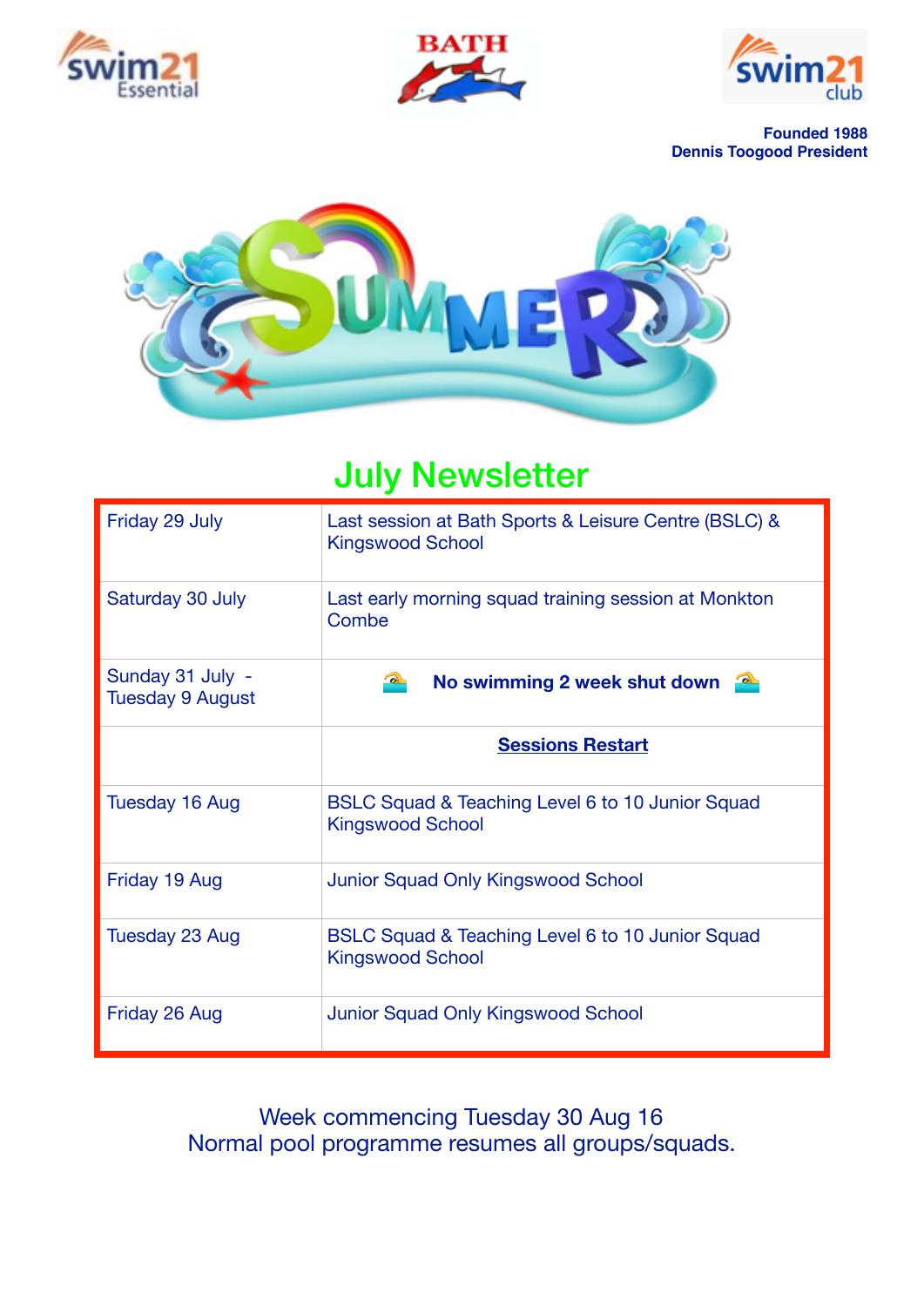Founded 1988
Dennis Toogood President

# July Newsletter

| | |
|---|---|
| Friday 29 July | Last session at Bath Sports & Leisure Centre (BSLC) & Kingswood School |
| Saturday 30 July | Last early morning squad training session at Monkton Combe |
| Sunday 31 July - Tuesday 9 August | 🏊 **No swimming 2 week shut down** 🏊 |
| | **Sessions Restart** |
| Tuesday 16 Aug | BSLC Squad & Teaching Level 6 to 10 Junior Squad Kingswood School |
| Friday 19 Aug | Junior Squad Only Kingswood School |
| Tuesday 23 Aug | BSLC Squad & Teaching Level 6 to 10 Junior Squad Kingswood School |
| Friday 26 Aug | Junior Squad Only Kingswood School |

Week commencing Tuesday 30 Aug 16
Normal pool programme resumes all groups/squads.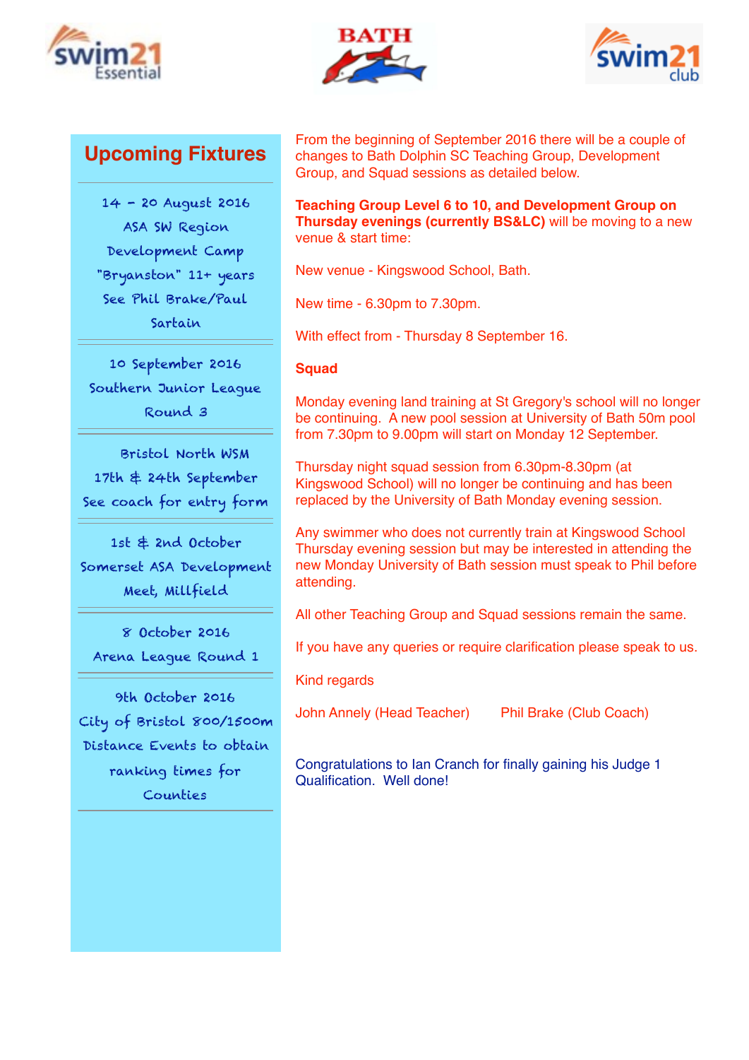## Upcoming Fixtures

14 – 20 August 2016
ASA SW Region
Development Camp
"Bryanston" 11+ years
See Phil Brake/Paul
Sartain

---

10 September 2016
Southern Junior League
Round 3

---

Bristol North WSM
17th & 24th September
See coach for entry form

---

1st & 2nd October
Somerset ASA Development
Meet, Millfield

---

8 October 2016
Arena League Round 1

---

9th October 2016
City of Bristol 800/1500m
Distance Events to obtain
ranking times for
Counties

---

From the beginning of September 2016 there will be a couple of changes to Bath Dolphin SC Teaching Group, Development Group, and Squad sessions as detailed below.

**Teaching Group Level 6 to 10, and Development Group on Thursday evenings (currently BS&LC)** will be moving to a new venue & start time:

New venue - Kingswood School, Bath.

New time - 6.30pm to 7.30pm.

With effect from - Thursday 8 September 16.

**Squad**

Monday evening land training at St Gregory's school will no longer be continuing. A new pool session at University of Bath 50m pool from 7.30pm to 9.00pm will start on Monday 12 September.

Thursday night squad session from 6.30pm-8.30pm (at Kingswood School) will no longer be continuing and has been replaced by the University of Bath Monday evening session.

Any swimmer who does not currently train at Kingswood School Thursday evening session but may be interested in attending the new Monday University of Bath session must speak to Phil before attending.

All other Teaching Group and Squad sessions remain the same.

If you have any queries or require clarification please speak to us.

Kind regards

John Annely (Head Teacher) Phil Brake (Club Coach)

Congratulations to Ian Cranch for finally gaining his Judge 1 Qualification. Well done!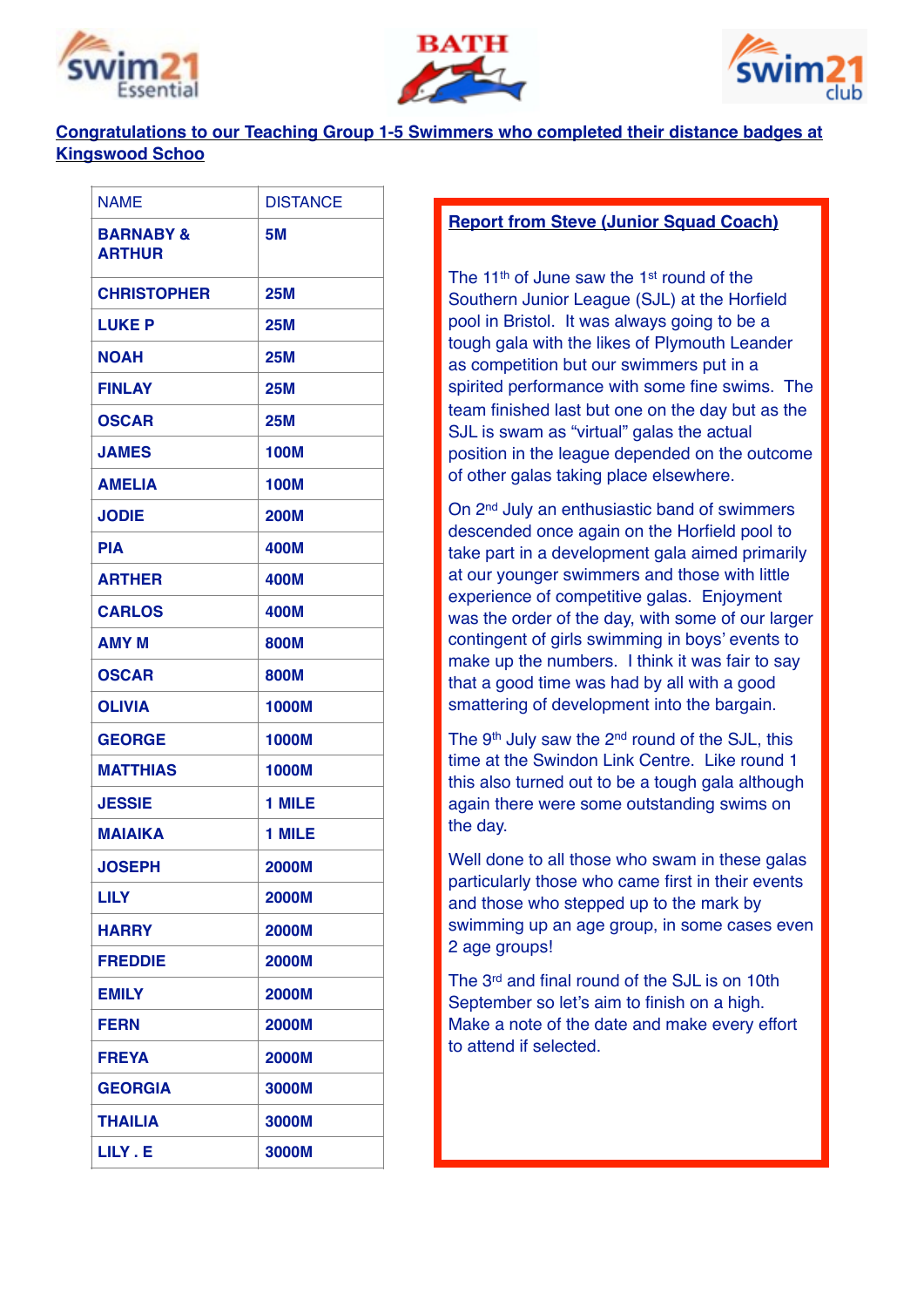**Congratulations to our Teaching Group 1-5 Swimmers who completed their distance badges at Kingswood Schoo**

| NAME | DISTANCE |
|---|---|
| **BARNABY & ARTHUR** | **5M** |
| **CHRISTOPHER** | **25M** |
| **LUKE P** | **25M** |
| **NOAH** | **25M** |
| **FINLAY** | **25M** |
| **OSCAR** | **25M** |
| **JAMES** | **100M** |
| **AMELIA** | **100M** |
| **JODIE** | **200M** |
| **PIA** | **400M** |
| **ARTHER** | **400M** |
| **CARLOS** | **400M** |
| **AMY M** | **800M** |
| **OSCAR** | **800M** |
| **OLIVIA** | **1000M** |
| **GEORGE** | **1000M** |
| **MATTHIAS** | **1000M** |
| **JESSIE** | **1 MILE** |
| **MAIAIKA** | **1 MILE** |
| **JOSEPH** | **2000M** |
| **LILY** | **2000M** |
| **HARRY** | **2000M** |
| **FREDDIE** | **2000M** |
| **EMILY** | **2000M** |
| **FERN** | **2000M** |
| **FREYA** | **2000M** |
| **GEORGIA** | **3000M** |
| **THAILIA** | **3000M** |
| **LILY . E** | **3000M** |

**Report from Steve (Junior Squad Coach)**

The 11th of June saw the 1st round of the Southern Junior League (SJL) at the Horfield pool in Bristol. It was always going to be a tough gala with the likes of Plymouth Leander as competition but our swimmers put in a spirited performance with some fine swims. The team finished last but one on the day but as the SJL is swam as "virtual" galas the actual position in the league depended on the outcome of other galas taking place elsewhere.

On 2nd July an enthusiastic band of swimmers descended once again on the Horfield pool to take part in a development gala aimed primarily at our younger swimmers and those with little experience of competitive galas. Enjoyment was the order of the day, with some of our larger contingent of girls swimming in boys' events to make up the numbers. I think it was fair to say that a good time was had by all with a good smattering of development into the bargain.

The 9th July saw the 2nd round of the SJL, this time at the Swindon Link Centre. Like round 1 this also turned out to be a tough gala although again there were some outstanding swims on the day.

Well done to all those who swam in these galas particularly those who came first in their events and those who stepped up to the mark by swimming up an age group, in some cases even 2 age groups!

The 3rd and final round of the SJL is on 10th September so let's aim to finish on a high. Make a note of the date and make every effort to attend if selected.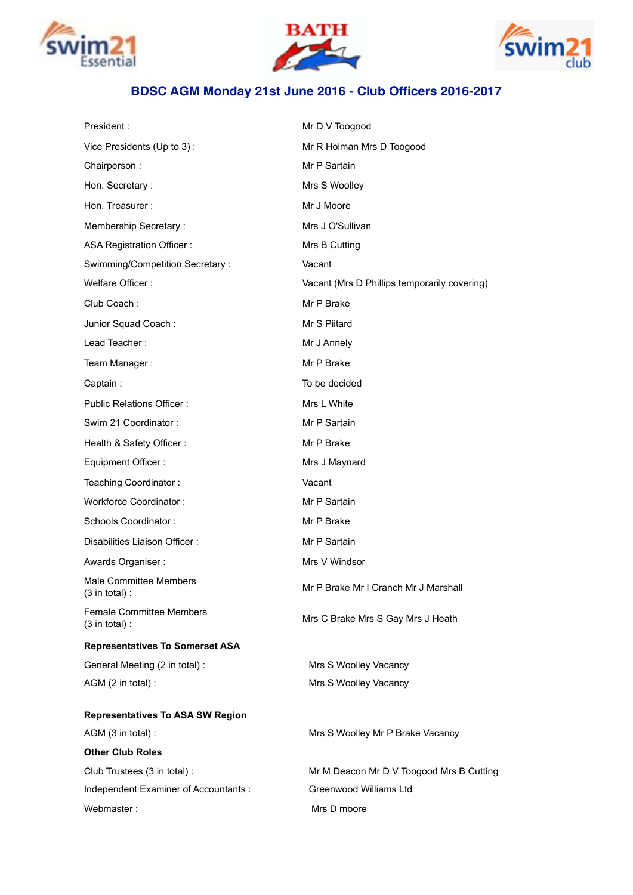## BDSC AGM Monday 21st June 2016 - Club Officers 2016-2017

| | |
|---|---|
| President : | Mr D V Toogood |
| Vice Presidents (Up to 3) : | Mr R Holman Mrs D Toogood |
| Chairperson : | Mr P Sartain |
| Hon. Secretary : | Mrs S Woolley |
| Hon. Treasurer : | Mr J Moore |
| Membership Secretary : | Mrs J O'Sullivan |
| ASA Registration Officer : | Mrs B Cutting |
| Swimming/Competition Secretary : | Vacant |
| Welfare Officer : | Vacant (Mrs D Phillips temporarily covering) |
| Club Coach : | Mr P Brake |
| Junior Squad Coach : | Mr S Piitard |
| Lead Teacher : | Mr J Annely |
| Team Manager : | Mr P Brake |
| Captain : | To be decided |
| Public Relations Officer : | Mrs L White |
| Swim 21 Coordinator : | Mr P Sartain |
| Health & Safety Officer : | Mr P Brake |
| Equipment Officer : | Mrs J Maynard |
| Teaching Coordinator : | Vacant |
| Workforce Coordinator : | Mr P Sartain |
| Schools Coordinator : | Mr P Brake |
| Disabilities Liaison Officer : | Mr P Sartain |
| Awards Organiser : | Mrs V Windsor |
| Male Committee Members (3 in total) : | Mr P Brake Mr I Cranch Mr J Marshall |
| Female Committee Members (3 in total) : | Mrs C Brake Mrs S Gay Mrs J Heath |

**Representatives To Somerset ASA**

| | |
|---|---|
| General Meeting (2 in total) : | Mrs S Woolley Vacancy |
| AGM (2 in total) : | Mrs S Woolley Vacancy |

**Representatives To ASA SW Region**

| | |
|---|---|
| AGM (3 in total) : | Mrs S Woolley Mr P Brake Vacancy |

**Other Club Roles**

| | |
|---|---|
| Club Trustees (3 in total) : | Mr M Deacon Mr D V Toogood Mrs B Cutting |
| Independent Examiner of Accountants : | Greenwood Williams Ltd |
| Webmaster : | Mrs D moore |